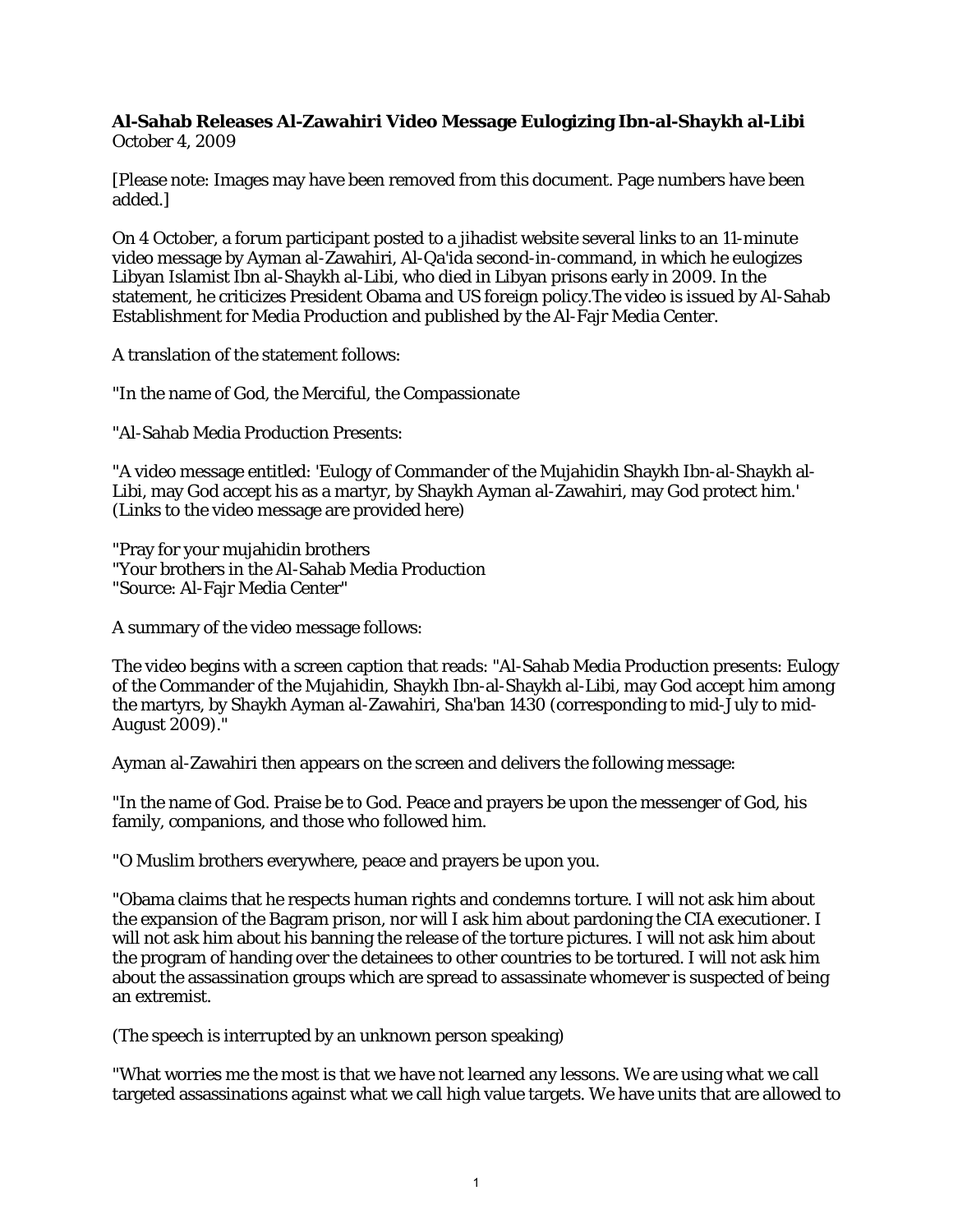**Al-Sahab Releases Al-Zawahiri Video Message Eulogizing Ibn-al-Shaykh al-Libi**
October 4, 2009

[Please note: Images may have been removed from this document. Page numbers have been added.]

On 4 October, a forum participant posted to a jihadist website several links to an 11-minute video message by Ayman al-Zawahiri, Al-Qa'ida second-in-command, in which he eulogizes Libyan Islamist Ibn al-Shaykh al-Libi, who died in Libyan prisons early in 2009. In the statement, he criticizes President Obama and US foreign policy.The video is issued by Al-Sahab Establishment for Media Production and published by the Al-Fajr Media Center.

A translation of the statement follows:

"In the name of God, the Merciful, the Compassionate

"Al-Sahab Media Production Presents:

"A video message entitled: 'Eulogy of Commander of the Mujahidin Shaykh Ibn-al-Shaykh al-Libi, may God accept his as a martyr, by Shaykh Ayman al-Zawahiri, may God protect him.' (Links to the video message are provided here)

"Pray for your mujahidin brothers
"Your brothers in the Al-Sahab Media Production
"Source: Al-Fajr Media Center"

A summary of the video message follows:

The video begins with a screen caption that reads: "Al-Sahab Media Production presents: Eulogy of the Commander of the Mujahidin, Shaykh Ibn-al-Shaykh al-Libi, may God accept him among the martyrs, by Shaykh Ayman al-Zawahiri, Sha'ban 1430 (corresponding to mid-July to mid-August 2009)."

Ayman al-Zawahiri then appears on the screen and delivers the following message:

"In the name of God. Praise be to God. Peace and prayers be upon the messenger of God, his family, companions, and those who followed him.

"O Muslim brothers everywhere, peace and prayers be upon you.

"Obama claims that he respects human rights and condemns torture. I will not ask him about the expansion of the Bagram prison, nor will I ask him about pardoning the CIA executioner. I will not ask him about his banning the release of the torture pictures. I will not ask him about the program of handing over the detainees to other countries to be tortured. I will not ask him about the assassination groups which are spread to assassinate whomever is suspected of being an extremist.

(The speech is interrupted by an unknown person speaking)

"What worries me the most is that we have not learned any lessons. We are using what we call targeted assassinations against what we call high value targets. We have units that are allowed to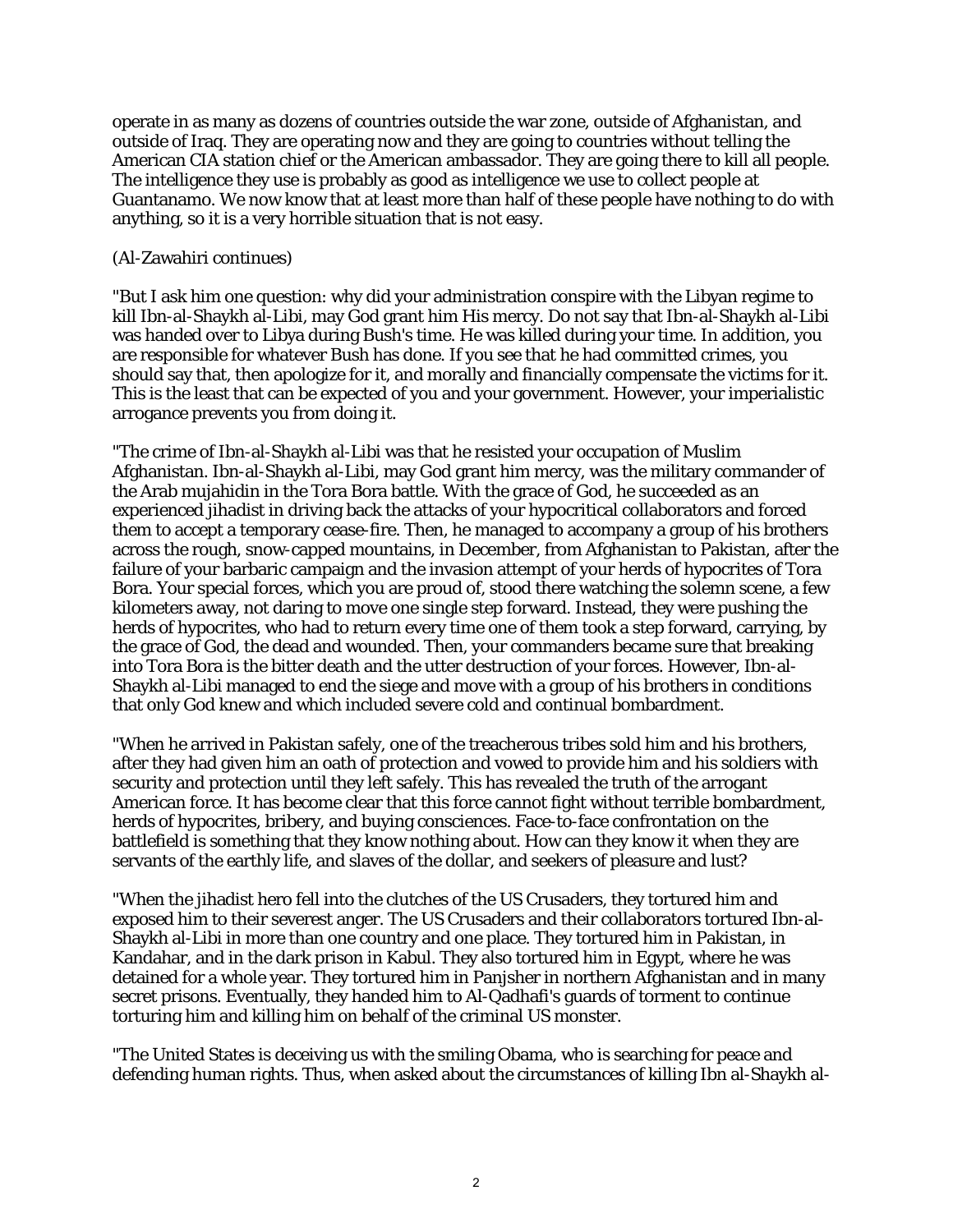operate in as many as dozens of countries outside the war zone, outside of Afghanistan, and outside of Iraq. They are operating now and they are going to countries without telling the American CIA station chief or the American ambassador. They are going there to kill all people. The intelligence they use is probably as good as intelligence we use to collect people at Guantanamo. We now know that at least more than half of these people have nothing to do with anything, so it is a very horrible situation that is not easy.

(Al-Zawahiri continues)

"But I ask him one question: why did your administration conspire with the Libyan regime to kill Ibn-al-Shaykh al-Libi, may God grant him His mercy. Do not say that Ibn-al-Shaykh al-Libi was handed over to Libya during Bush's time. He was killed during your time. In addition, you are responsible for whatever Bush has done. If you see that he had committed crimes, you should say that, then apologize for it, and morally and financially compensate the victims for it. This is the least that can be expected of you and your government. However, your imperialistic arrogance prevents you from doing it.

"The crime of Ibn-al-Shaykh al-Libi was that he resisted your occupation of Muslim Afghanistan. Ibn-al-Shaykh al-Libi, may God grant him mercy, was the military commander of the Arab mujahidin in the Tora Bora battle. With the grace of God, he succeeded as an experienced jihadist in driving back the attacks of your hypocritical collaborators and forced them to accept a temporary cease-fire. Then, he managed to accompany a group of his brothers across the rough, snow-capped mountains, in December, from Afghanistan to Pakistan, after the failure of your barbaric campaign and the invasion attempt of your herds of hypocrites of Tora Bora. Your special forces, which you are proud of, stood there watching the solemn scene, a few kilometers away, not daring to move one single step forward. Instead, they were pushing the herds of hypocrites, who had to return every time one of them took a step forward, carrying, by the grace of God, the dead and wounded. Then, your commanders became sure that breaking into Tora Bora is the bitter death and the utter destruction of your forces. However, Ibn-al-Shaykh al-Libi managed to end the siege and move with a group of his brothers in conditions that only God knew and which included severe cold and continual bombardment.

"When he arrived in Pakistan safely, one of the treacherous tribes sold him and his brothers, after they had given him an oath of protection and vowed to provide him and his soldiers with security and protection until they left safely. This has revealed the truth of the arrogant American force. It has become clear that this force cannot fight without terrible bombardment, herds of hypocrites, bribery, and buying consciences. Face-to-face confrontation on the battlefield is something that they know nothing about. How can they know it when they are servants of the earthly life, and slaves of the dollar, and seekers of pleasure and lust?

"When the jihadist hero fell into the clutches of the US Crusaders, they tortured him and exposed him to their severest anger. The US Crusaders and their collaborators tortured Ibn-al-Shaykh al-Libi in more than one country and one place. They tortured him in Pakistan, in Kandahar, and in the dark prison in Kabul. They also tortured him in Egypt, where he was detained for a whole year. They tortured him in Panjsher in northern Afghanistan and in many secret prisons. Eventually, they handed him to Al-Qadhafi's guards of torment to continue torturing him and killing him on behalf of the criminal US monster.

"The United States is deceiving us with the smiling Obama, who is searching for peace and defending human rights. Thus, when asked about the circumstances of killing Ibn al-Shaykh al-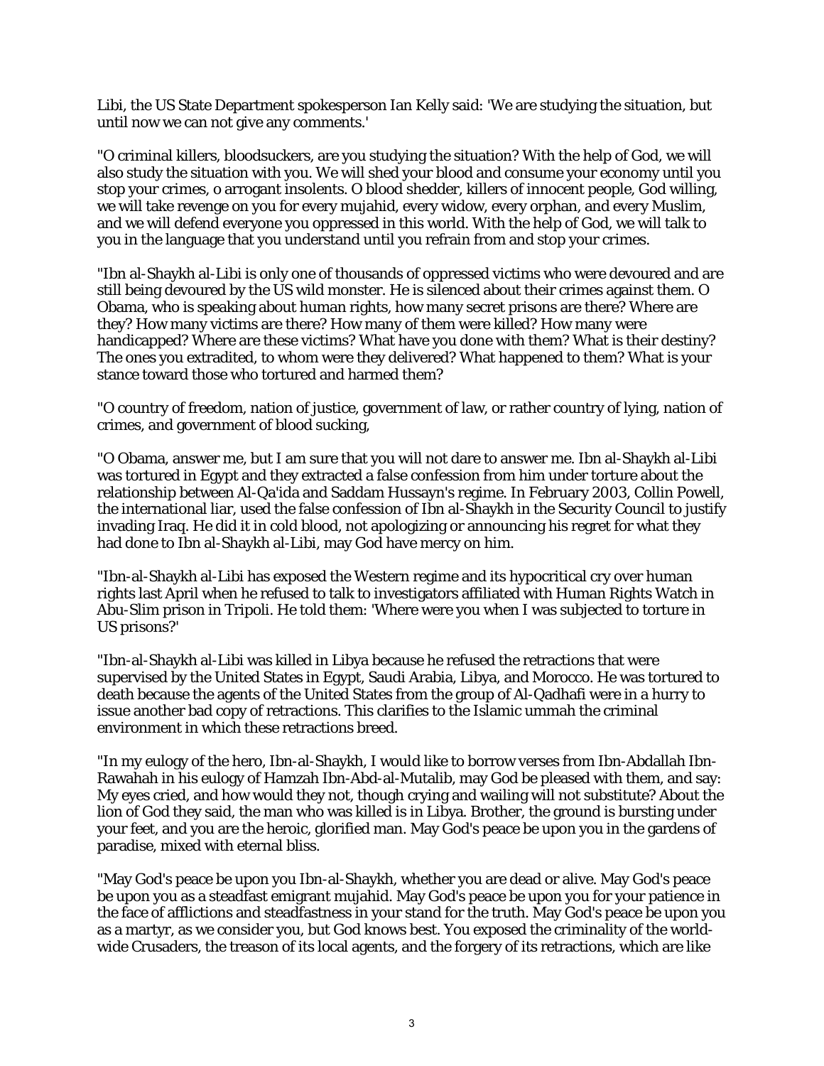Libi, the US State Department spokesperson Ian Kelly said: 'We are studying the situation, but until now we can not give any comments.'

"O criminal killers, bloodsuckers, are you studying the situation? With the help of God, we will also study the situation with you. We will shed your blood and consume your economy until you stop your crimes, o arrogant insolents. O blood shedder, killers of innocent people, God willing, we will take revenge on you for every mujahid, every widow, every orphan, and every Muslim, and we will defend everyone you oppressed in this world. With the help of God, we will talk to you in the language that you understand until you refrain from and stop your crimes.

"Ibn al-Shaykh al-Libi is only one of thousands of oppressed victims who were devoured and are still being devoured by the US wild monster. He is silenced about their crimes against them. O Obama, who is speaking about human rights, how many secret prisons are there? Where are they? How many victims are there? How many of them were killed? How many were handicapped? Where are these victims? What have you done with them? What is their destiny? The ones you extradited, to whom were they delivered? What happened to them? What is your stance toward those who tortured and harmed them?

"O country of freedom, nation of justice, government of law, or rather country of lying, nation of crimes, and government of blood sucking,

"O Obama, answer me, but I am sure that you will not dare to answer me. Ibn al-Shaykh al-Libi was tortured in Egypt and they extracted a false confession from him under torture about the relationship between Al-Qa'ida and Saddam Hussayn's regime. In February 2003, Collin Powell, the international liar, used the false confession of Ibn al-Shaykh in the Security Council to justify invading Iraq. He did it in cold blood, not apologizing or announcing his regret for what they had done to Ibn al-Shaykh al-Libi, may God have mercy on him.

"Ibn-al-Shaykh al-Libi has exposed the Western regime and its hypocritical cry over human rights last April when he refused to talk to investigators affiliated with Human Rights Watch in Abu-Slim prison in Tripoli. He told them: 'Where were you when I was subjected to torture in US prisons?'

"Ibn-al-Shaykh al-Libi was killed in Libya because he refused the retractions that were supervised by the United States in Egypt, Saudi Arabia, Libya, and Morocco. He was tortured to death because the agents of the United States from the group of Al-Qadhafi were in a hurry to issue another bad copy of retractions. This clarifies to the Islamic ummah the criminal environment in which these retractions breed.

"In my eulogy of the hero, Ibn-al-Shaykh, I would like to borrow verses from Ibn-Abdallah Ibn-Rawahah in his eulogy of Hamzah Ibn-Abd-al-Mutalib, may God be pleased with them, and say: My eyes cried, and how would they not, though crying and wailing will not substitute? About the lion of God they said, the man who was killed is in Libya. Brother, the ground is bursting under your feet, and you are the heroic, glorified man. May God's peace be upon you in the gardens of paradise, mixed with eternal bliss.

"May God's peace be upon you Ibn-al-Shaykh, whether you are dead or alive. May God's peace be upon you as a steadfast emigrant mujahid. May God's peace be upon you for your patience in the face of afflictions and steadfastness in your stand for the truth. May God's peace be upon you as a martyr, as we consider you, but God knows best. You exposed the criminality of the world-wide Crusaders, the treason of its local agents, and the forgery of its retractions, which are like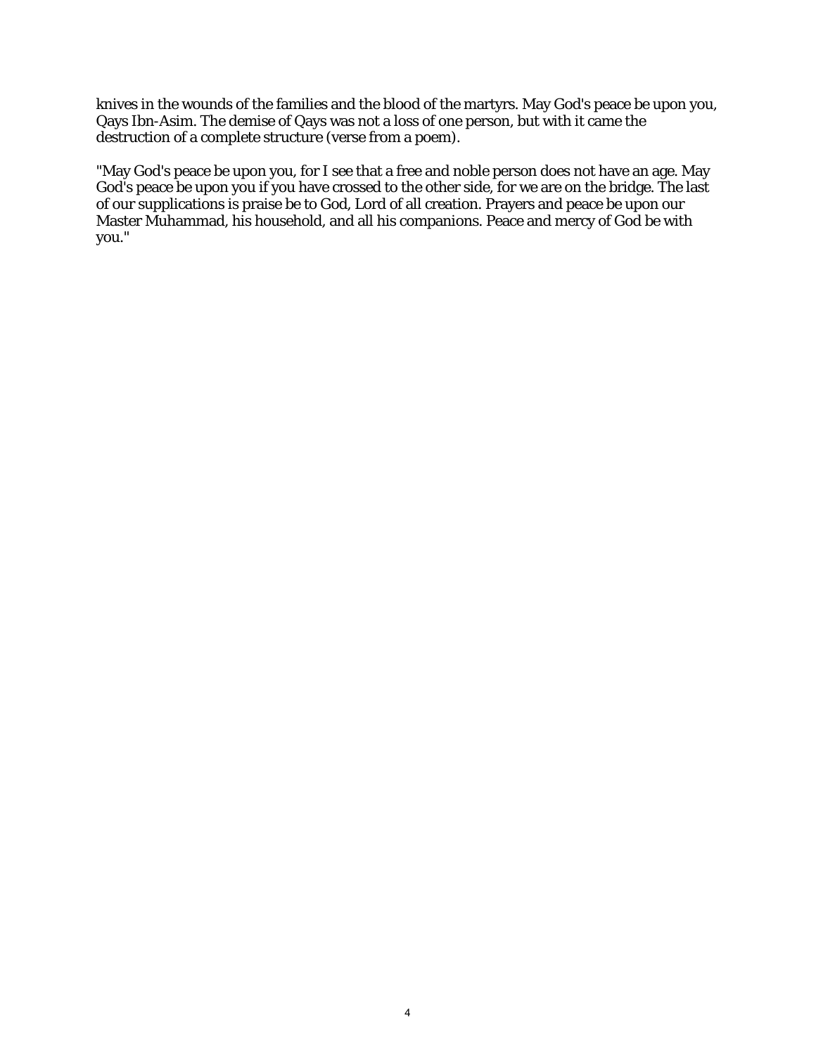knives in the wounds of the families and the blood of the martyrs. May God's peace be upon you, Qays Ibn-Asim. The demise of Qays was not a loss of one person, but with it came the destruction of a complete structure (verse from a poem).

"May God's peace be upon you, for I see that a free and noble person does not have an age. May God's peace be upon you if you have crossed to the other side, for we are on the bridge. The last of our supplications is praise be to God, Lord of all creation. Prayers and peace be upon our Master Muhammad, his household, and all his companions. Peace and mercy of God be with you."